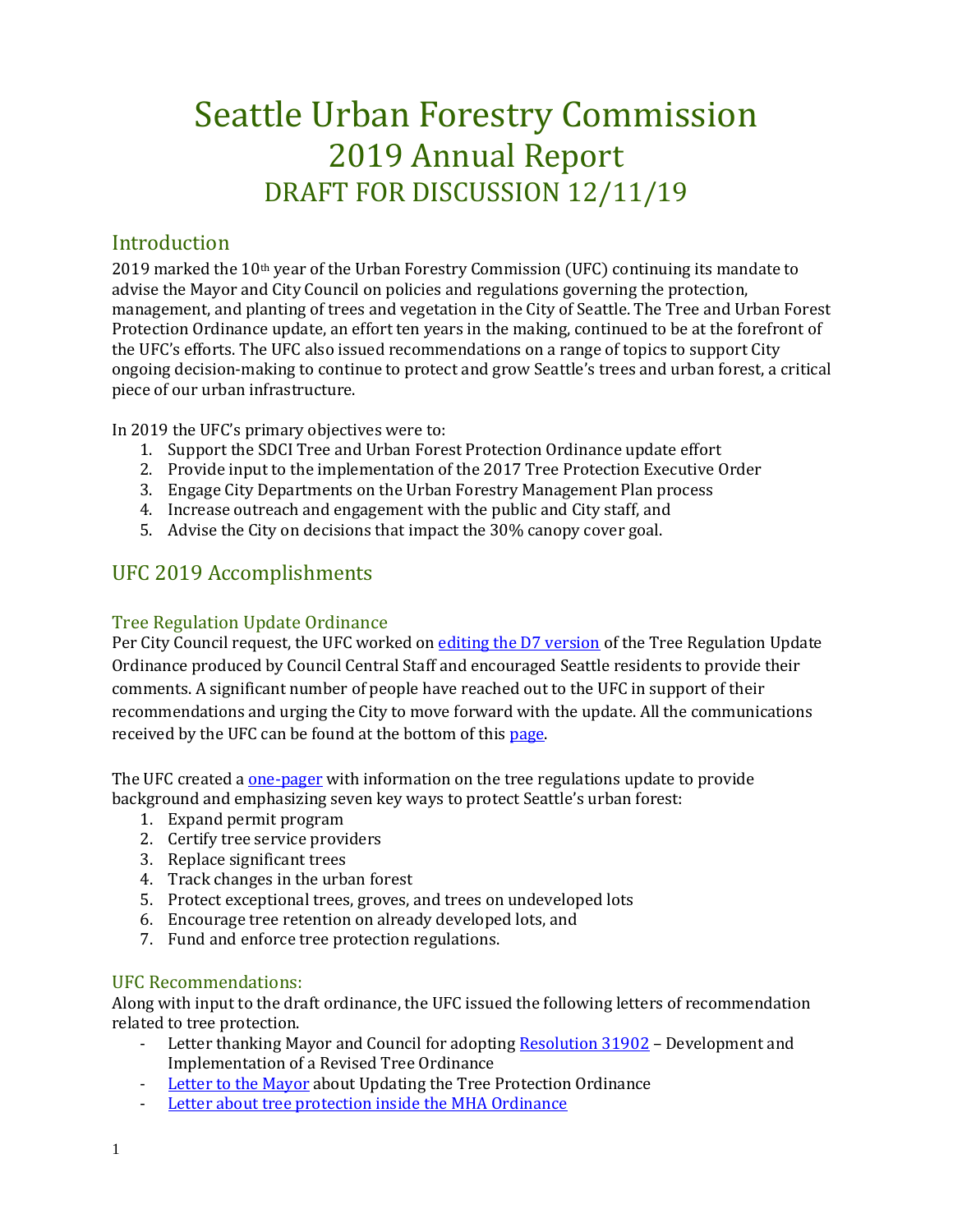# Seattle Urban Forestry Commission
# 2019 Annual Report
## DRAFT FOR DISCUSSION 12/11/19

## Introduction

2019 marked the 10th year of the Urban Forestry Commission (UFC) continuing its mandate to advise the Mayor and City Council on policies and regulations governing the protection, management, and planting of trees and vegetation in the City of Seattle. The Tree and Urban Forest Protection Ordinance update, an effort ten years in the making, continued to be at the forefront of the UFC's efforts. The UFC also issued recommendations on a range of topics to support City ongoing decision-making to continue to protect and grow Seattle's trees and urban forest, a critical piece of our urban infrastructure.

In 2019 the UFC's primary objectives were to:

1. Support the SDCI Tree and Urban Forest Protection Ordinance update effort
2. Provide input to the implementation of the 2017 Tree Protection Executive Order
3. Engage City Departments on the Urban Forestry Management Plan process
4. Increase outreach and engagement with the public and City staff, and
5. Advise the City on decisions that impact the 30% canopy cover goal.

## UFC 2019 Accomplishments

### Tree Regulation Update Ordinance

Per City Council request, the UFC worked on editing the D7 version of the Tree Regulation Update Ordinance produced by Council Central Staff and encouraged Seattle residents to provide their comments. A significant number of people have reached out to the UFC in support of their recommendations and urging the City to move forward with the update. All the communications received by the UFC can be found at the bottom of this page.

The UFC created a one-pager with information on the tree regulations update to provide background and emphasizing seven key ways to protect Seattle's urban forest:

1. Expand permit program
2. Certify tree service providers
3. Replace significant trees
4. Track changes in the urban forest
5. Protect exceptional trees, groves, and trees on undeveloped lots
6. Encourage tree retention on already developed lots, and
7. Fund and enforce tree protection regulations.

### UFC Recommendations:

Along with input to the draft ordinance, the UFC issued the following letters of recommendation related to tree protection.

- Letter thanking Mayor and Council for adopting Resolution 31902 – Development and Implementation of a Revised Tree Ordinance
- Letter to the Mayor about Updating the Tree Protection Ordinance
- Letter about tree protection inside the MHA Ordinance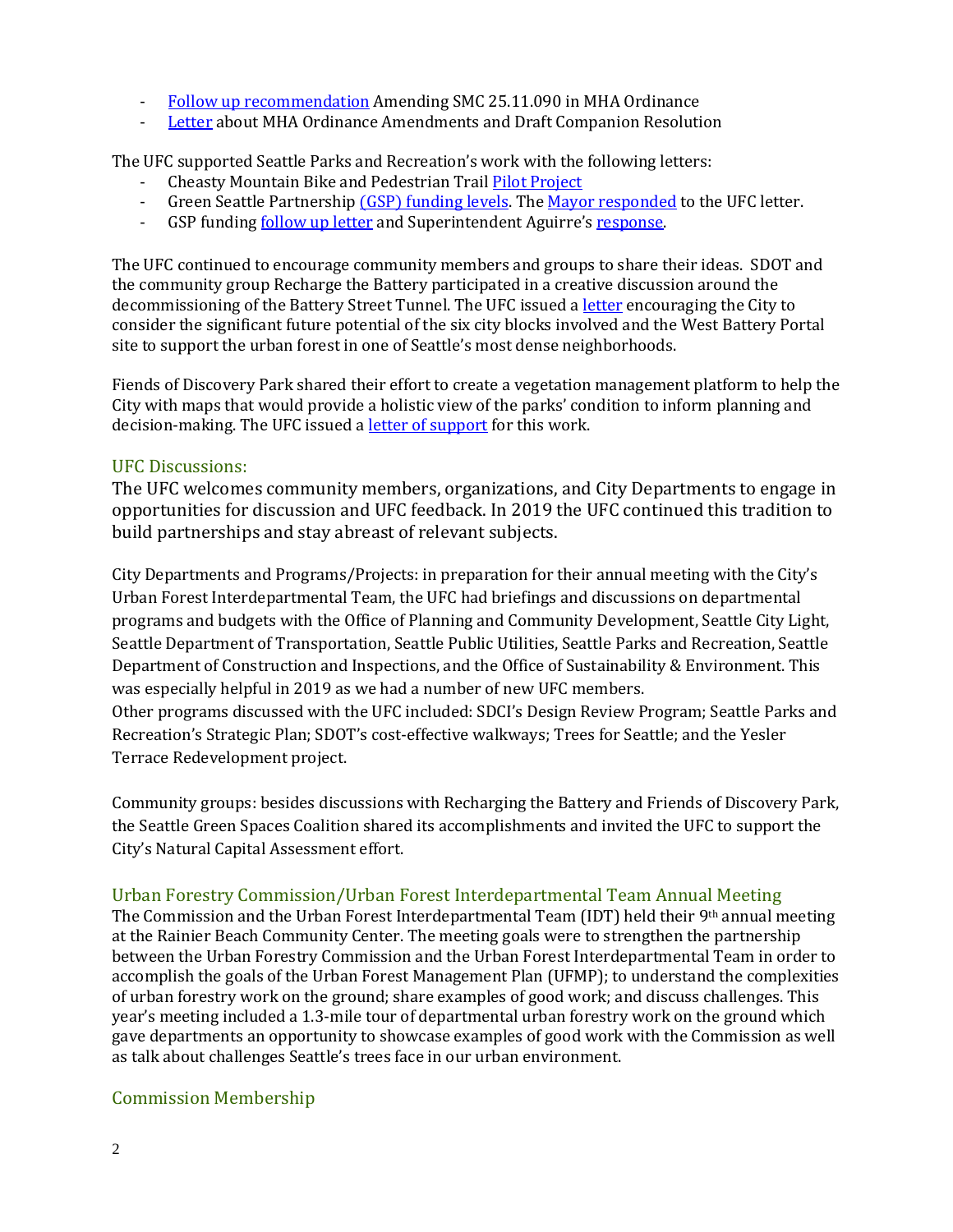- Follow up recommendation Amending SMC 25.11.090 in MHA Ordinance
- Letter about MHA Ordinance Amendments and Draft Companion Resolution

The UFC supported Seattle Parks and Recreation's work with the following letters:

- Cheasty Mountain Bike and Pedestrian Trail Pilot Project
- Green Seattle Partnership (GSP) funding levels. The Mayor responded to the UFC letter.
- GSP funding follow up letter and Superintendent Aguirre's response.

The UFC continued to encourage community members and groups to share their ideas. SDOT and the community group Recharge the Battery participated in a creative discussion around the decommissioning of the Battery Street Tunnel. The UFC issued a letter encouraging the City to consider the significant future potential of the six city blocks involved and the West Battery Portal site to support the urban forest in one of Seattle's most dense neighborhoods.

Fiends of Discovery Park shared their effort to create a vegetation management platform to help the City with maps that would provide a holistic view of the parks' condition to inform planning and decision-making. The UFC issued a letter of support for this work.

## UFC Discussions:

The UFC welcomes community members, organizations, and City Departments to engage in opportunities for discussion and UFC feedback. In 2019 the UFC continued this tradition to build partnerships and stay abreast of relevant subjects.

City Departments and Programs/Projects: in preparation for their annual meeting with the City's Urban Forest Interdepartmental Team, the UFC had briefings and discussions on departmental programs and budgets with the Office of Planning and Community Development, Seattle City Light, Seattle Department of Transportation, Seattle Public Utilities, Seattle Parks and Recreation, Seattle Department of Construction and Inspections, and the Office of Sustainability & Environment. This was especially helpful in 2019 as we had a number of new UFC members.
Other programs discussed with the UFC included: SDCI's Design Review Program; Seattle Parks and Recreation's Strategic Plan; SDOT's cost-effective walkways; Trees for Seattle; and the Yesler Terrace Redevelopment project.

Community groups: besides discussions with Recharging the Battery and Friends of Discovery Park, the Seattle Green Spaces Coalition shared its accomplishments and invited the UFC to support the City's Natural Capital Assessment effort.

## Urban Forestry Commission/Urban Forest Interdepartmental Team Annual Meeting

The Commission and the Urban Forest Interdepartmental Team (IDT) held their 9th annual meeting at the Rainier Beach Community Center. The meeting goals were to strengthen the partnership between the Urban Forestry Commission and the Urban Forest Interdepartmental Team in order to accomplish the goals of the Urban Forest Management Plan (UFMP); to understand the complexities of urban forestry work on the ground; share examples of good work; and discuss challenges. This year's meeting included a 1.3-mile tour of departmental urban forestry work on the ground which gave departments an opportunity to showcase examples of good work with the Commission as well as talk about challenges Seattle's trees face in our urban environment.

## Commission Membership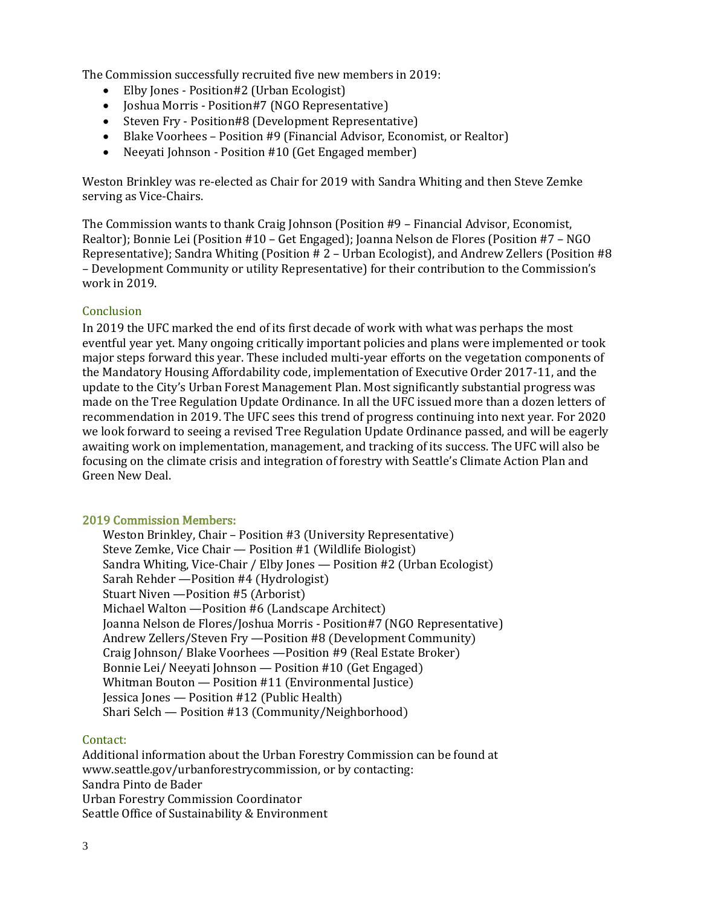The Commission successfully recruited five new members in 2019:

- Elby Jones - Position#2 (Urban Ecologist)
- Joshua Morris - Position#7 (NGO Representative)
- Steven Fry - Position#8 (Development Representative)
- Blake Voorhees – Position #9 (Financial Advisor, Economist, or Realtor)
- Neeyati Johnson - Position #10 (Get Engaged member)

Weston Brinkley was re-elected as Chair for 2019 with Sandra Whiting and then Steve Zemke serving as Vice-Chairs.

The Commission wants to thank Craig Johnson (Position #9 – Financial Advisor, Economist, Realtor); Bonnie Lei (Position #10 – Get Engaged); Joanna Nelson de Flores (Position #7 – NGO Representative); Sandra Whiting (Position # 2 – Urban Ecologist), and Andrew Zellers (Position #8 – Development Community or utility Representative) for their contribution to the Commission's work in 2019.

## Conclusion

In 2019 the UFC marked the end of its first decade of work with what was perhaps the most eventful year yet. Many ongoing critically important policies and plans were implemented or took major steps forward this year. These included multi-year efforts on the vegetation components of the Mandatory Housing Affordability code, implementation of Executive Order 2017-11, and the update to the City's Urban Forest Management Plan. Most significantly substantial progress was made on the Tree Regulation Update Ordinance. In all the UFC issued more than a dozen letters of recommendation in 2019. The UFC sees this trend of progress continuing into next year. For 2020 we look forward to seeing a revised Tree Regulation Update Ordinance passed, and will be eagerly awaiting work on implementation, management, and tracking of its success. The UFC will also be focusing on the climate crisis and integration of forestry with Seattle's Climate Action Plan and Green New Deal.

## 2019 Commission Members:

Weston Brinkley, Chair – Position #3 (University Representative)
Steve Zemke, Vice Chair — Position #1 (Wildlife Biologist)
Sandra Whiting, Vice-Chair / Elby Jones — Position #2 (Urban Ecologist)
Sarah Rehder —Position #4 (Hydrologist)
Stuart Niven —Position #5 (Arborist)
Michael Walton —Position #6 (Landscape Architect)
Joanna Nelson de Flores/Joshua Morris - Position#7 (NGO Representative)
Andrew Zellers/Steven Fry —Position #8 (Development Community)
Craig Johnson/ Blake Voorhees —Position #9 (Real Estate Broker)
Bonnie Lei/ Neeyati Johnson — Position #10 (Get Engaged)
Whitman Bouton — Position #11 (Environmental Justice)
Jessica Jones — Position #12 (Public Health)
Shari Selch — Position #13 (Community/Neighborhood)

## Contact:

Additional information about the Urban Forestry Commission can be found at www.seattle.gov/urbanforestrycommission, or by contacting:
Sandra Pinto de Bader
Urban Forestry Commission Coordinator
Seattle Office of Sustainability & Environment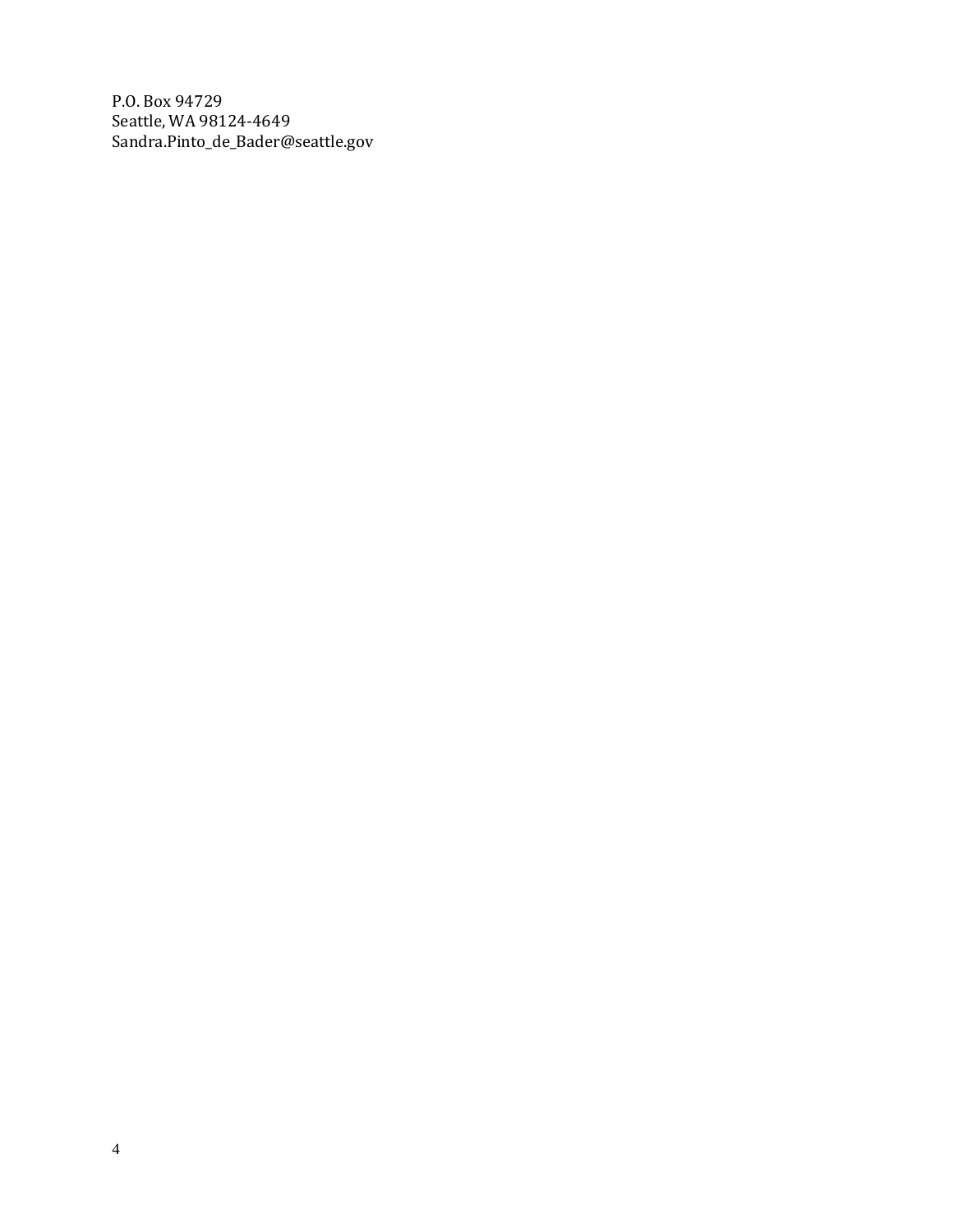P.O. Box 94729
Seattle, WA 98124-4649
Sandra.Pinto_de_Bader@seattle.gov